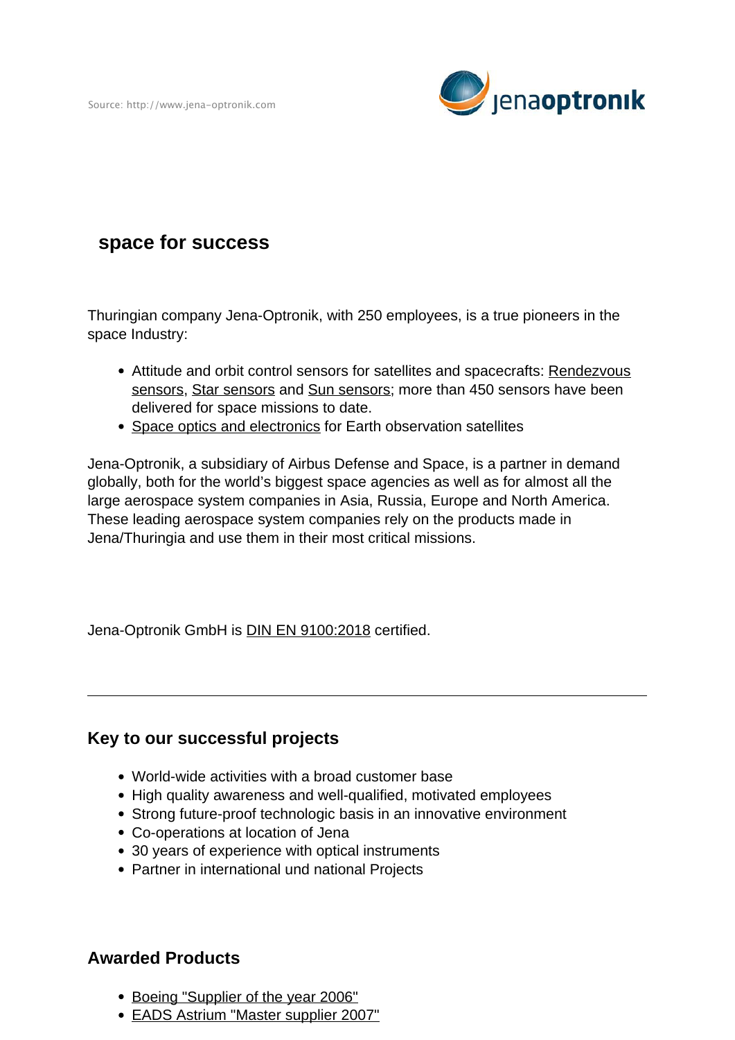Source: http://www.jena-optronik.com

# space for success

Thuringian company Jena-Optronik, with 250 employees, is a true pioneers in the space Industry:

- Attitude and orbit control sensors for satellites and spacecrafts: Rendezvous sensors, Star sensors and Sun sensors; more than 450 sensors have been delivered for space missions to date.
- Space optics and electronics for Earth observation satellites

Jena-Optronik, a subsidiary of Airbus Defense and Space, is a partner in demand globally, both for the world's biggest space agencies as well as for almost all the large aerospace system companies in Asia, Russia, Europe and North America. These leading aerospace system companies rely on the products made in Jena/Thuringia and use them in their most critical missions.

Jena-Optronik GmbH is DIN EN 9100:2018 certified.

---

## Key to our successful projects

- World-wide activities with a broad customer base
- High quality awareness and well-qualified, motivated employees
- Strong future-proof technologic basis in an innovative environment
- Co-operations at location of Jena
- 30 years of experience with optical instruments
- Partner in international und national Projects

## Awarded Products

- Boeing "Supplier of the year 2006"
- EADS Astrium "Master supplier 2007"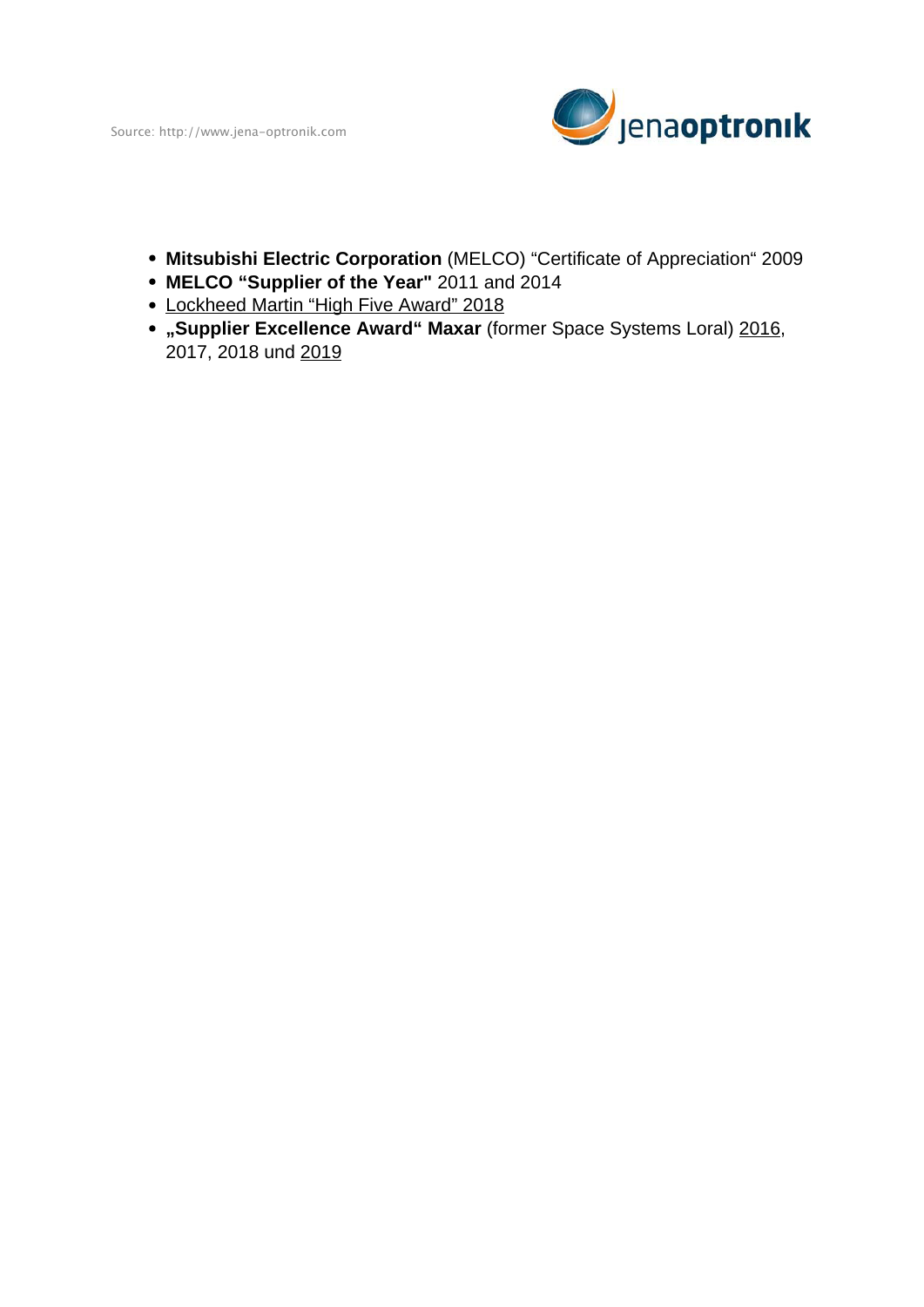- **Mitsubishi Electric Corporation** (MELCO) “Certificate of Appreciation“ 2009
- **MELCO “Supplier of the Year"** 2011 and 2014
- Lockheed Martin “High Five Award” 2018
- **„Supplier Excellence Award“ Maxar** (former Space Systems Loral) 2016, 2017, 2018 und 2019